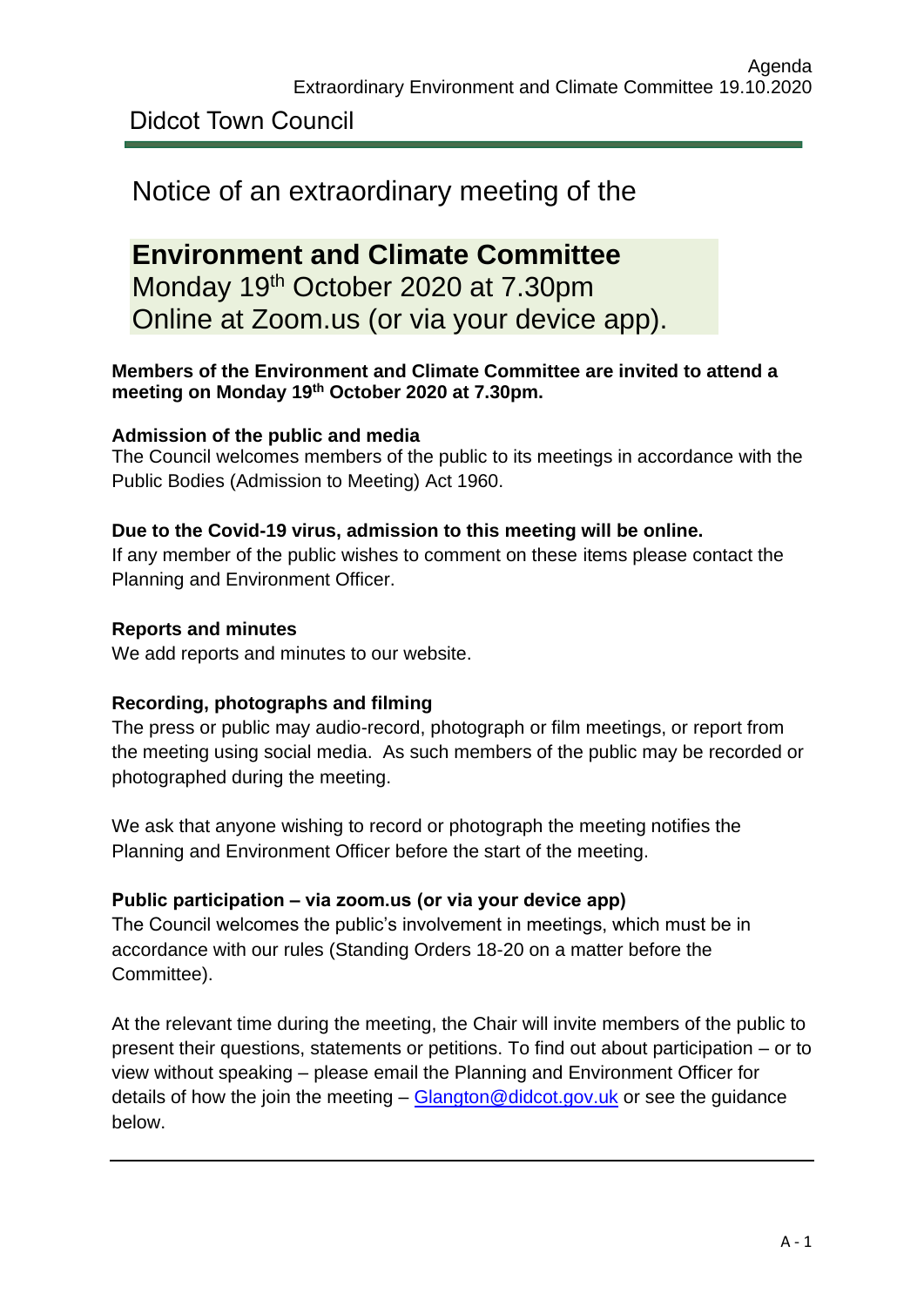Didcot Town Council

# Notice of an extraordinary meeting of the

## Environment and Climate Committee

Monday 19th October 2020 at 7.30pm
Online at Zoom.us (or via your device app).

**Members of the Environment and Climate Committee are invited to attend a meeting on Monday 19th October 2020 at 7.30pm.**

**Admission of the public and media**
The Council welcomes members of the public to its meetings in accordance with the Public Bodies (Admission to Meeting) Act 1960.

**Due to the Covid-19 virus, admission to this meeting will be online.**
If any member of the public wishes to comment on these items please contact the Planning and Environment Officer.

**Reports and minutes**
We add reports and minutes to our website.

**Recording, photographs and filming**
The press or public may audio-record, photograph or film meetings, or report from the meeting using social media. As such members of the public may be recorded or photographed during the meeting.

We ask that anyone wishing to record or photograph the meeting notifies the Planning and Environment Officer before the start of the meeting.

**Public participation – via zoom.us (or via your device app)**
The Council welcomes the public's involvement in meetings, which must be in accordance with our rules (Standing Orders 18-20 on a matter before the Committee).

At the relevant time during the meeting, the Chair will invite members of the public to present their questions, statements or petitions. To find out about participation – or to view without speaking – please email the Planning and Environment Officer for details of how the join the meeting – Glangton@didcot.gov.uk or see the guidance below.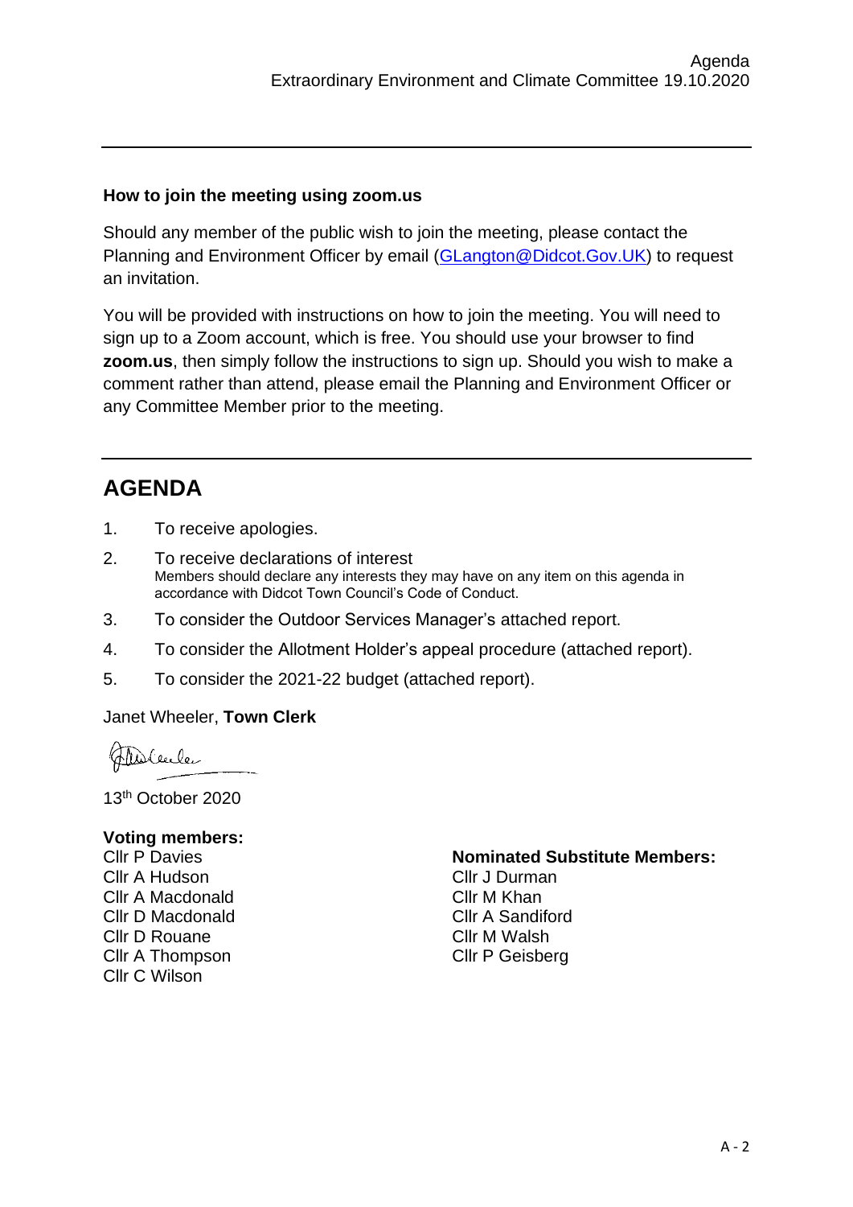### How to join the meeting using zoom.us

Should any member of the public wish to join the meeting, please contact the Planning and Environment Officer by email (GLangton@Didcot.Gov.UK) to request an invitation.

You will be provided with instructions on how to join the meeting. You will need to sign up to a Zoom account, which is free. You should use your browser to find **zoom.us**, then simply follow the instructions to sign up. Should you wish to make a comment rather than attend, please email the Planning and Environment Officer or any Committee Member prior to the meeting.

## AGENDA

1. To receive apologies.
2. To receive declarations of interest
   Members should declare any interests they may have on any item on this agenda in accordance with Didcot Town Council's Code of Conduct.
3. To consider the Outdoor Services Manager's attached report.
4. To consider the Allotment Holder's appeal procedure (attached report).
5. To consider the 2021-22 budget (attached report).

Janet Wheeler, **Town Clerk**

13th October 2020

**Voting members:**
Cllr P Davies
Cllr A Hudson
Cllr A Macdonald
Cllr D Macdonald
Cllr D Rouane
Cllr A Thompson
Cllr C Wilson

**Nominated Substitute Members:**
Cllr J Durman
Cllr M Khan
Cllr A Sandiford
Cllr M Walsh
Cllr P Geisberg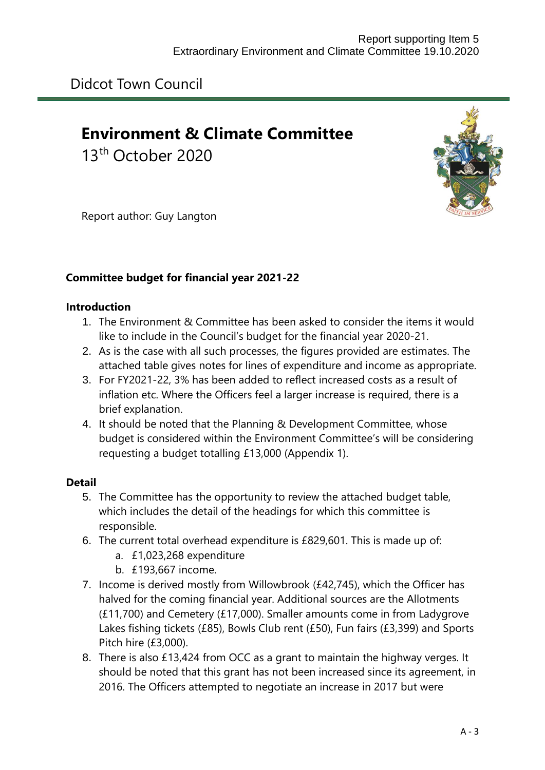Report supporting Item 5
Extraordinary Environment and Climate Committee 19.10.2020

Didcot Town Council

# Environment & Climate Committee

13th October 2020

Report author: Guy Langton

## Committee budget for financial year 2021-22

### Introduction

1. The Environment & Committee has been asked to consider the items it would like to include in the Council's budget for the financial year 2020-21.
2. As is the case with all such processes, the figures provided are estimates. The attached table gives notes for lines of expenditure and income as appropriate.
3. For FY2021-22, 3% has been added to reflect increased costs as a result of inflation etc. Where the Officers feel a larger increase is required, there is a brief explanation.
4. It should be noted that the Planning & Development Committee, whose budget is considered within the Environment Committee's will be considering requesting a budget totalling £13,000 (Appendix 1).

### Detail

5. The Committee has the opportunity to review the attached budget table, which includes the detail of the headings for which this committee is responsible.
6. The current total overhead expenditure is £829,601. This is made up of:
    a. £1,023,268 expenditure
    b. £193,667 income.
7. Income is derived mostly from Willowbrook (£42,745), which the Officer has halved for the coming financial year. Additional sources are the Allotments (£11,700) and Cemetery (£17,000). Smaller amounts come in from Ladygrove Lakes fishing tickets (£85), Bowls Club rent (£50), Fun fairs (£3,399) and Sports Pitch hire (£3,000).
8. There is also £13,424 from OCC as a grant to maintain the highway verges. It should be noted that this grant has not been increased since its agreement, in 2016. The Officers attempted to negotiate an increase in 2017 but were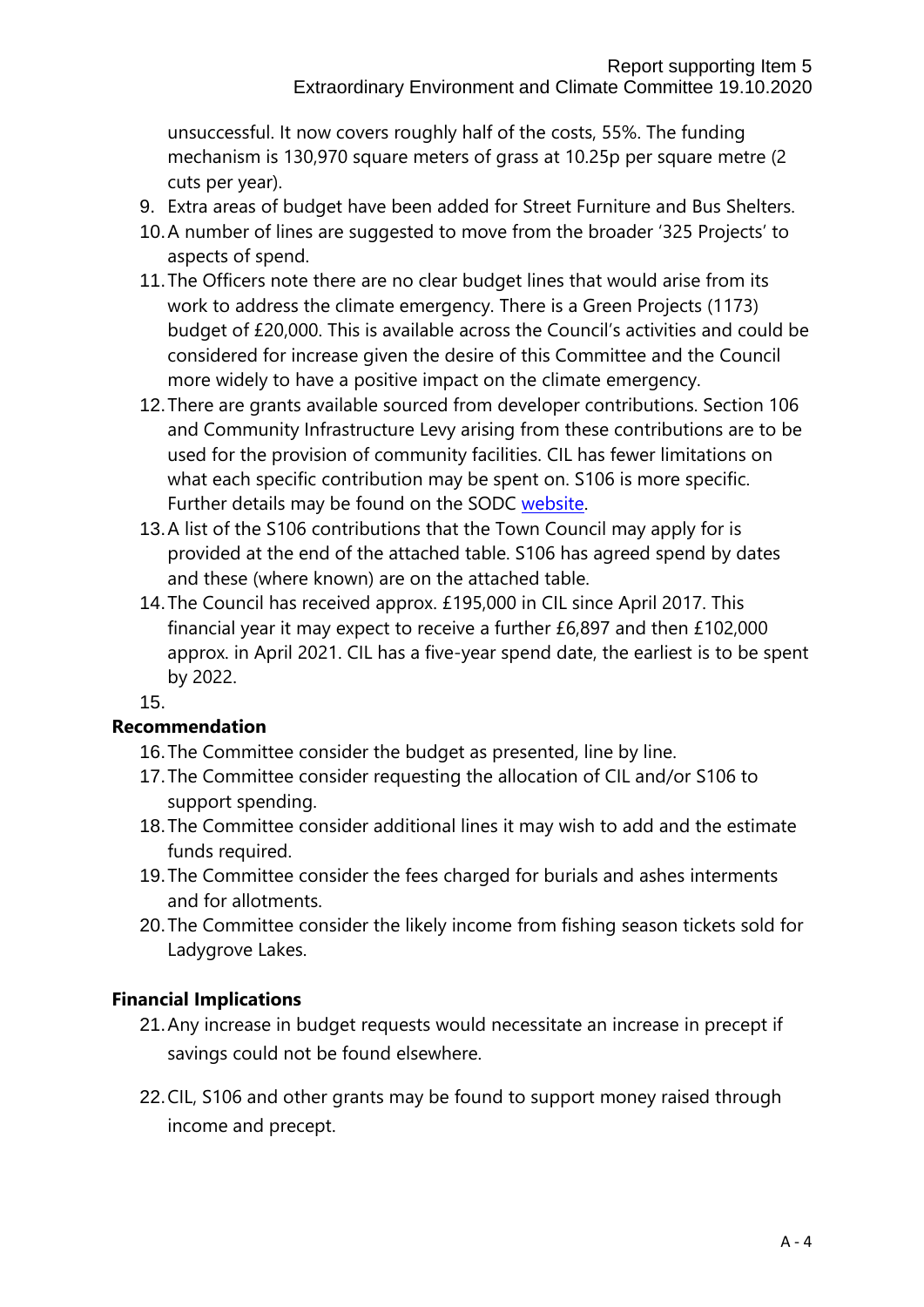unsuccessful. It now covers roughly half of the costs, 55%. The funding mechanism is 130,970 square meters of grass at 10.25p per square metre (2 cuts per year).

9. Extra areas of budget have been added for Street Furniture and Bus Shelters.
10. A number of lines are suggested to move from the broader '325 Projects' to aspects of spend.
11. The Officers note there are no clear budget lines that would arise from its work to address the climate emergency. There is a Green Projects (1173) budget of £20,000. This is available across the Council's activities and could be considered for increase given the desire of this Committee and the Council more widely to have a positive impact on the climate emergency.
12. There are grants available sourced from developer contributions. Section 106 and Community Infrastructure Levy arising from these contributions are to be used for the provision of community facilities. CIL has fewer limitations on what each specific contribution may be spent on. S106 is more specific. Further details may be found on the SODC website.
13. A list of the S106 contributions that the Town Council may apply for is provided at the end of the attached table. S106 has agreed spend by dates and these (where known) are on the attached table.
14. The Council has received approx. £195,000 in CIL since April 2017. This financial year it may expect to receive a further £6,897 and then £102,000 approx. in April 2021. CIL has a five-year spend date, the earliest is to be spent by 2022.
15.

**Recommendation**

16. The Committee consider the budget as presented, line by line.
17. The Committee consider requesting the allocation of CIL and/or S106 to support spending.
18. The Committee consider additional lines it may wish to add and the estimate funds required.
19. The Committee consider the fees charged for burials and ashes interments and for allotments.
20. The Committee consider the likely income from fishing season tickets sold for Ladygrove Lakes.

**Financial Implications**

21. Any increase in budget requests would necessitate an increase in precept if savings could not be found elsewhere.
22. CIL, S106 and other grants may be found to support money raised through income and precept.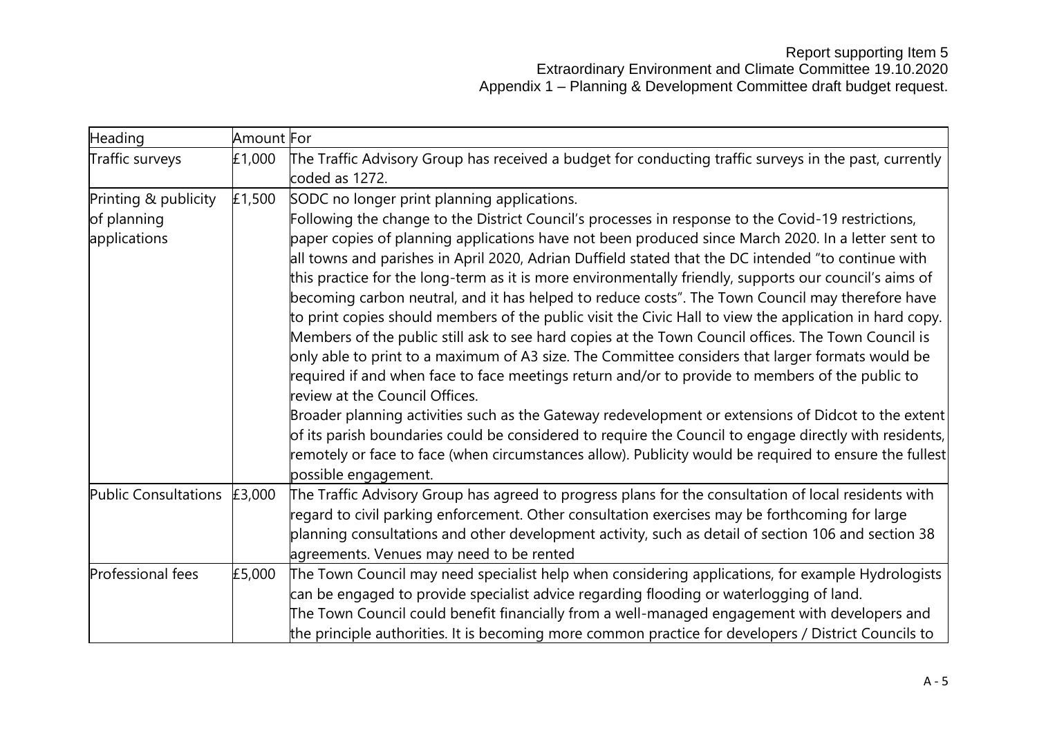Report supporting Item 5
Extraordinary Environment and Climate Committee 19.10.2020
Appendix 1 – Planning & Development Committee draft budget request.

| Heading | Amount | For |
|---|---|---|
| Traffic surveys | £1,000 | The Traffic Advisory Group has received a budget for conducting traffic surveys in the past, currently coded as 1272. |
| Printing & publicity of planning applications | £1,500 | SODC no longer print planning applications.<br>Following the change to the District Council's processes in response to the Covid-19 restrictions, paper copies of planning applications have not been produced since March 2020. In a letter sent to all towns and parishes in April 2020, Adrian Duffield stated that the DC intended "to continue with this practice for the long-term as it is more environmentally friendly, supports our council's aims of becoming carbon neutral, and it has helped to reduce costs". The Town Council may therefore have to print copies should members of the public visit the Civic Hall to view the application in hard copy. Members of the public still ask to see hard copies at the Town Council offices. The Town Council is only able to print to a maximum of A3 size. The Committee considers that larger formats would be required if and when face to face meetings return and/or to provide to members of the public to review at the Council Offices.<br>Broader planning activities such as the Gateway redevelopment or extensions of Didcot to the extent of its parish boundaries could be considered to require the Council to engage directly with residents, remotely or face to face (when circumstances allow). Publicity would be required to ensure the fullest possible engagement. |
| Public Consultations | £3,000 | The Traffic Advisory Group has agreed to progress plans for the consultation of local residents with regard to civil parking enforcement. Other consultation exercises may be forthcoming for large planning consultations and other development activity, such as detail of section 106 and section 38 agreements. Venues may need to be rented |
| Professional fees | £5,000 | The Town Council may need specialist help when considering applications, for example Hydrologists can be engaged to provide specialist advice regarding flooding or waterlogging of land.<br>The Town Council could benefit financially from a well-managed engagement with developers and the principle authorities. It is becoming more common practice for developers / District Councils to |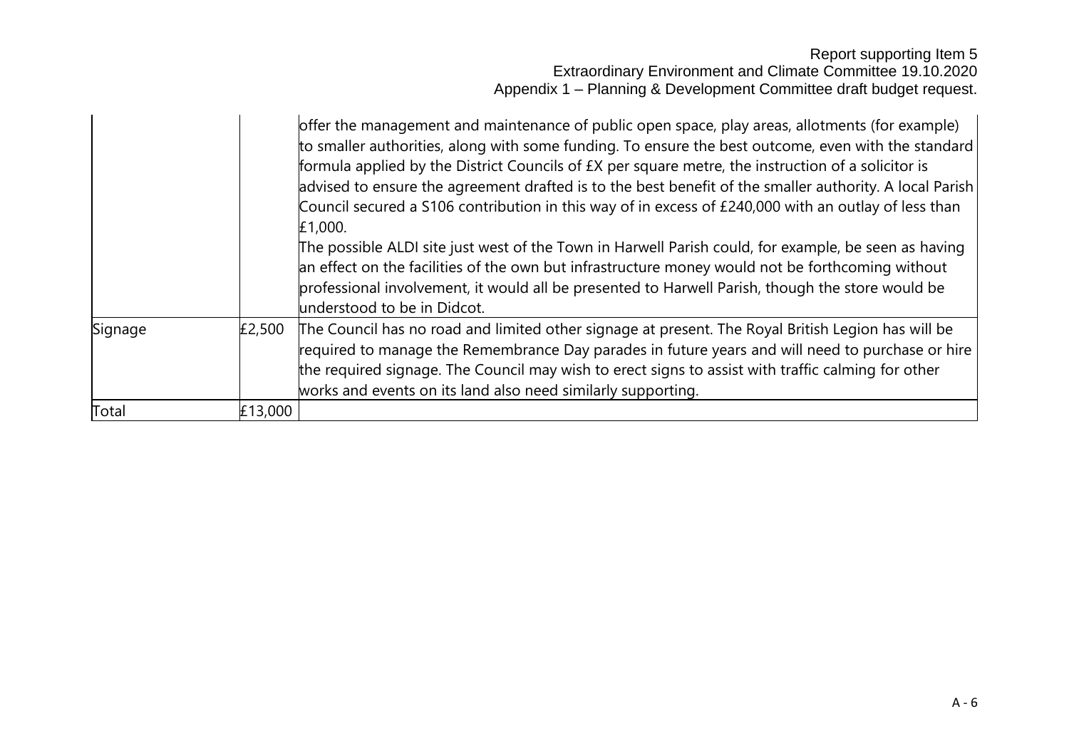| | | |
|---|---|---|
| | | offer the management and maintenance of public open space, play areas, allotments (for example) to smaller authorities, along with some funding. To ensure the best outcome, even with the standard formula applied by the District Councils of £X per square metre, the instruction of a solicitor is advised to ensure the agreement drafted is to the best benefit of the smaller authority. A local Parish Council secured a S106 contribution in this way of in excess of £240,000 with an outlay of less than £1,000.<br>The possible ALDI site just west of the Town in Harwell Parish could, for example, be seen as having an effect on the facilities of the own but infrastructure money would not be forthcoming without professional involvement, it would all be presented to Harwell Parish, though the store would be understood to be in Didcot. |
| Signage | £2,500 | The Council has no road and limited other signage at present. The Royal British Legion has will be required to manage the Remembrance Day parades in future years and will need to purchase or hire the required signage. The Council may wish to erect signs to assist with traffic calming for other works and events on its land also need similarly supporting. |
| Total | £13,000 | |